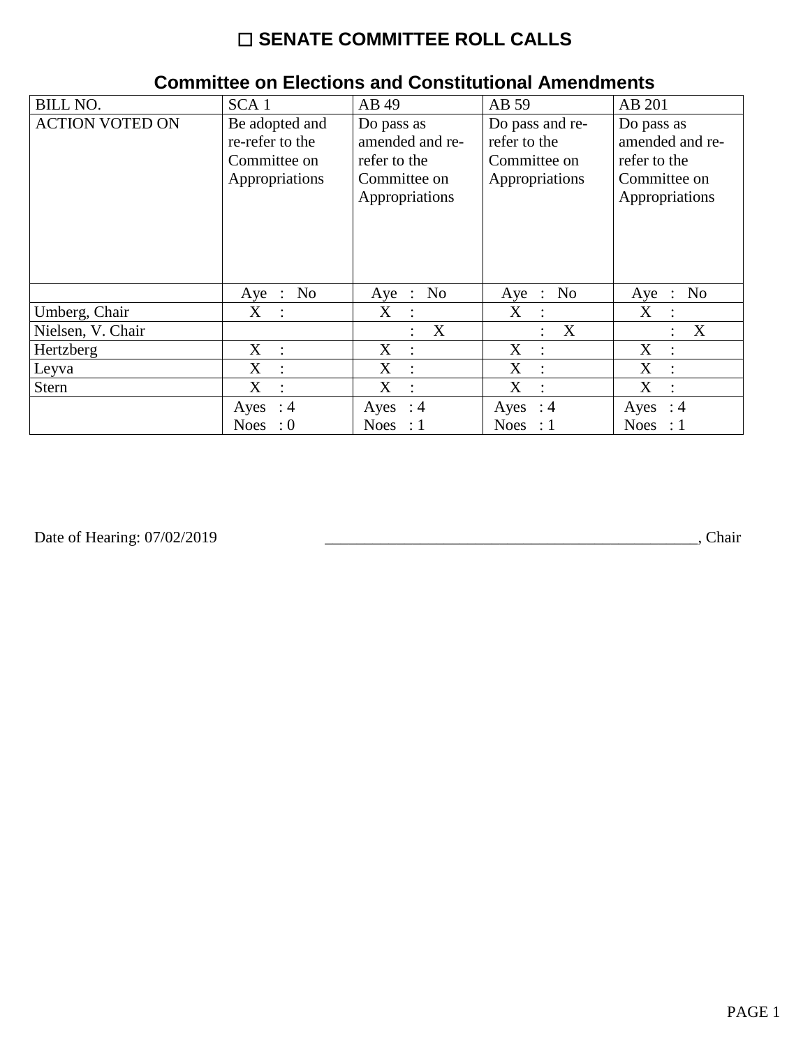# ☐ SENATE COMMITTEE ROLL CALLS

## Committee on Elections and Constitutional Amendments

| BILL NO. | SCA 1 | AB 49 | AB 59 | AB 201 |
|---|---|---|---|---|
| ACTION VOTED ON | Be adopted and re-refer to the Committee on Appropriations | Do pass as amended and re-refer to the Committee on Appropriations | Do pass and re-refer to the Committee on Appropriations | Do pass as amended and re-refer to the Committee on Appropriations |
| | Aye : No | Aye : No | Aye : No | Aye : No |
| Umberg, Chair | X : | X : | X : | X : |
| Nielsen, V. Chair | | : X | : X | : X |
| Hertzberg | X : | X : | X : | X : |
| Leyva | X : | X : | X : | X : |
| Stern | X : | X : | X : | X : |
| | Ayes : 4 Noes : 0 | Ayes : 4 Noes : 1 | Ayes : 4 Noes : 1 | Ayes : 4 Noes : 1 |

Date of Hearing: 07/02/2019 ______________________________________________, Chair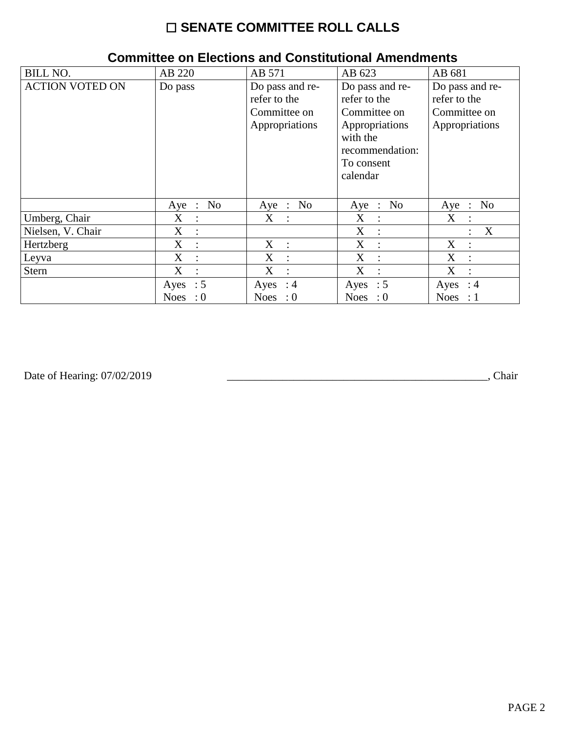# ☐ SENATE COMMITTEE ROLL CALLS

## Committee on Elections and Constitutional Amendments

| BILL NO. | AB 220 | AB 571 | AB 623 | AB 681 |
|---|---|---|---|---|
| ACTION VOTED ON | Do pass | Do pass and re-refer to the Committee on Appropriations | Do pass and re-refer to the Committee on Appropriations with the recommendation: To consent calendar | Do pass and re-refer to the Committee on Appropriations |
| | Aye : No | Aye : No | Aye : No | Aye : No |
| Umberg, Chair | X : | X : | X : | X : |
| Nielsen, V. Chair | X : | | X : | : X |
| Hertzberg | X : | X : | X : | X : |
| Leyva | X : | X : | X : | X : |
| Stern | X : | X : | X : | X : |
| | Ayes : 5<br>Noes : 0 | Ayes : 4<br>Noes : 0 | Ayes : 5<br>Noes : 0 | Ayes : 4<br>Noes : 1 |

Date of Hearing: 07/02/2019 _______________________________________________, Chair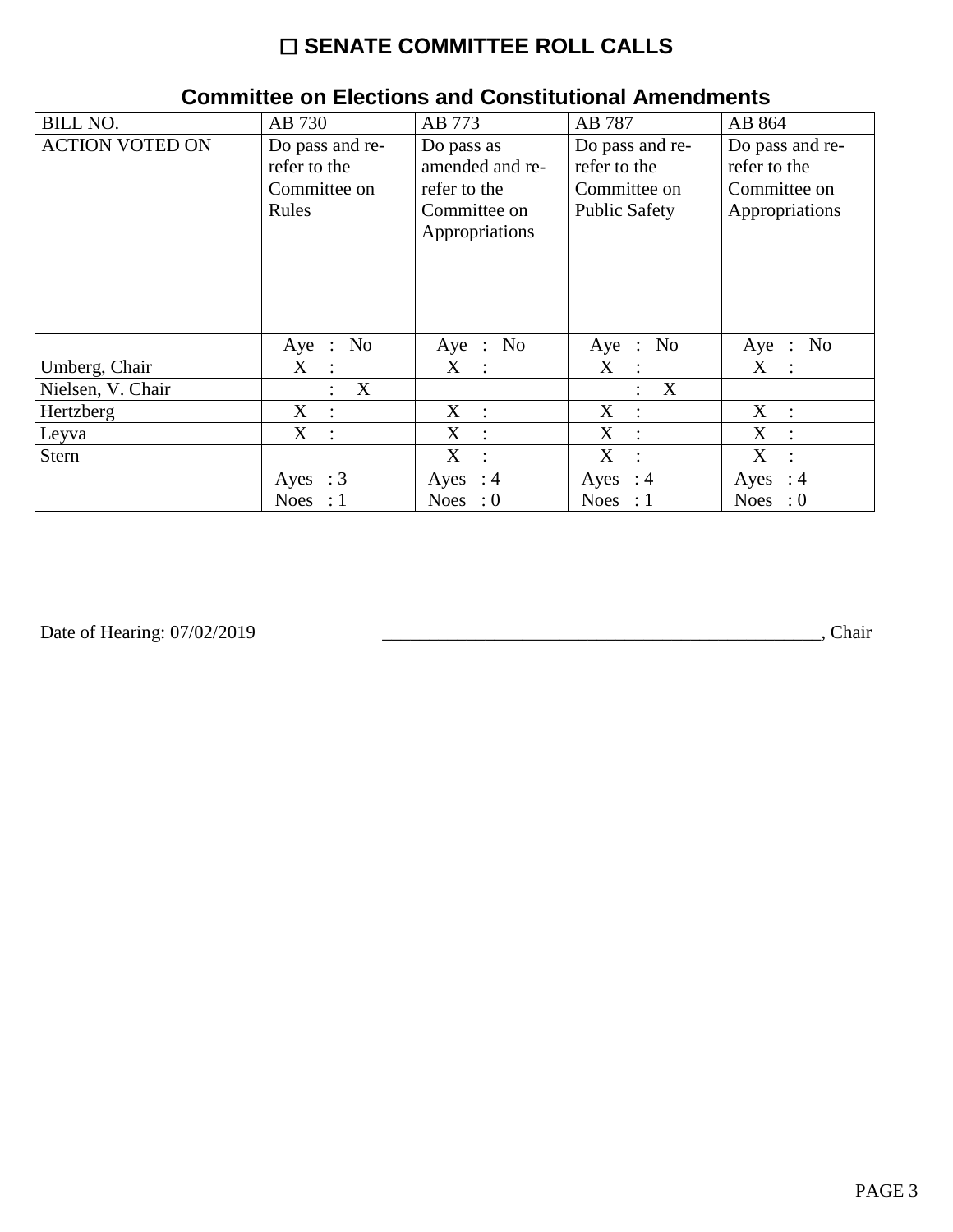# ☐ SENATE COMMITTEE ROLL CALLS

## Committee on Elections and Constitutional Amendments

| BILL NO. | AB 730 | AB 773 | AB 787 | AB 864 |
|---|---|---|---|---|
| ACTION VOTED ON | Do pass and re-refer to the Committee on Rules | Do pass as amended and re-refer to the Committee on Appropriations | Do pass and re-refer to the Committee on Public Safety | Do pass and re-refer to the Committee on Appropriations |
| | Aye : No | Aye : No | Aye : No | Aye : No |
| Umberg, Chair | X : | X : | X : | X : |
| Nielsen, V. Chair | : X | | : X | |
| Hertzberg | X : | X : | X : | X : |
| Leyva | X : | X : | X : | X : |
| Stern | | X : | X : | X : |
| | Ayes : 3<br>Noes : 1 | Ayes : 4<br>Noes : 0 | Ayes : 4<br>Noes : 1 | Ayes : 4<br>Noes : 0 |

Date of Hearing: 07/02/2019 ______________________________________________, Chair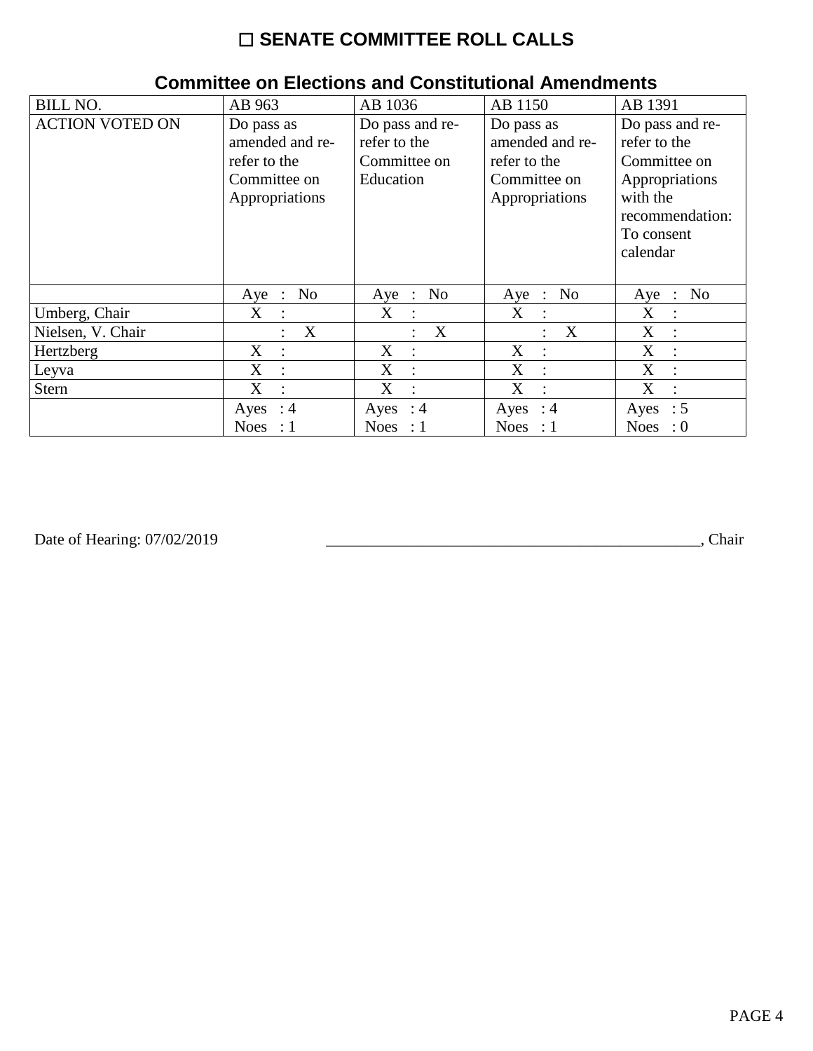# ☐ SENATE COMMITTEE ROLL CALLS

## Committee on Elections and Constitutional Amendments

| BILL NO. | AB 963 | AB 1036 | AB 1150 | AB 1391 |
|---|---|---|---|---|
| ACTION VOTED ON | Do pass as amended and re-refer to the Committee on Appropriations | Do pass and re-refer to the Committee on Education | Do pass as amended and re-refer to the Committee on Appropriations | Do pass and re-refer to the Committee on Appropriations with the recommendation: To consent calendar |
| | Aye : No | Aye : No | Aye : No | Aye : No |
| Umberg, Chair | X : | X : | X : | X : |
| Nielsen, V. Chair | : X | : X | : X | X : |
| Hertzberg | X : | X : | X : | X : |
| Leyva | X : | X : | X : | X : |
| Stern | X : | X : | X : | X : |
| | Ayes : 4 Noes : 1 | Ayes : 4 Noes : 1 | Ayes : 4 Noes : 1 | Ayes : 5 Noes : 0 |

Date of Hearing: 07/02/2019 _______________________________________________, Chair